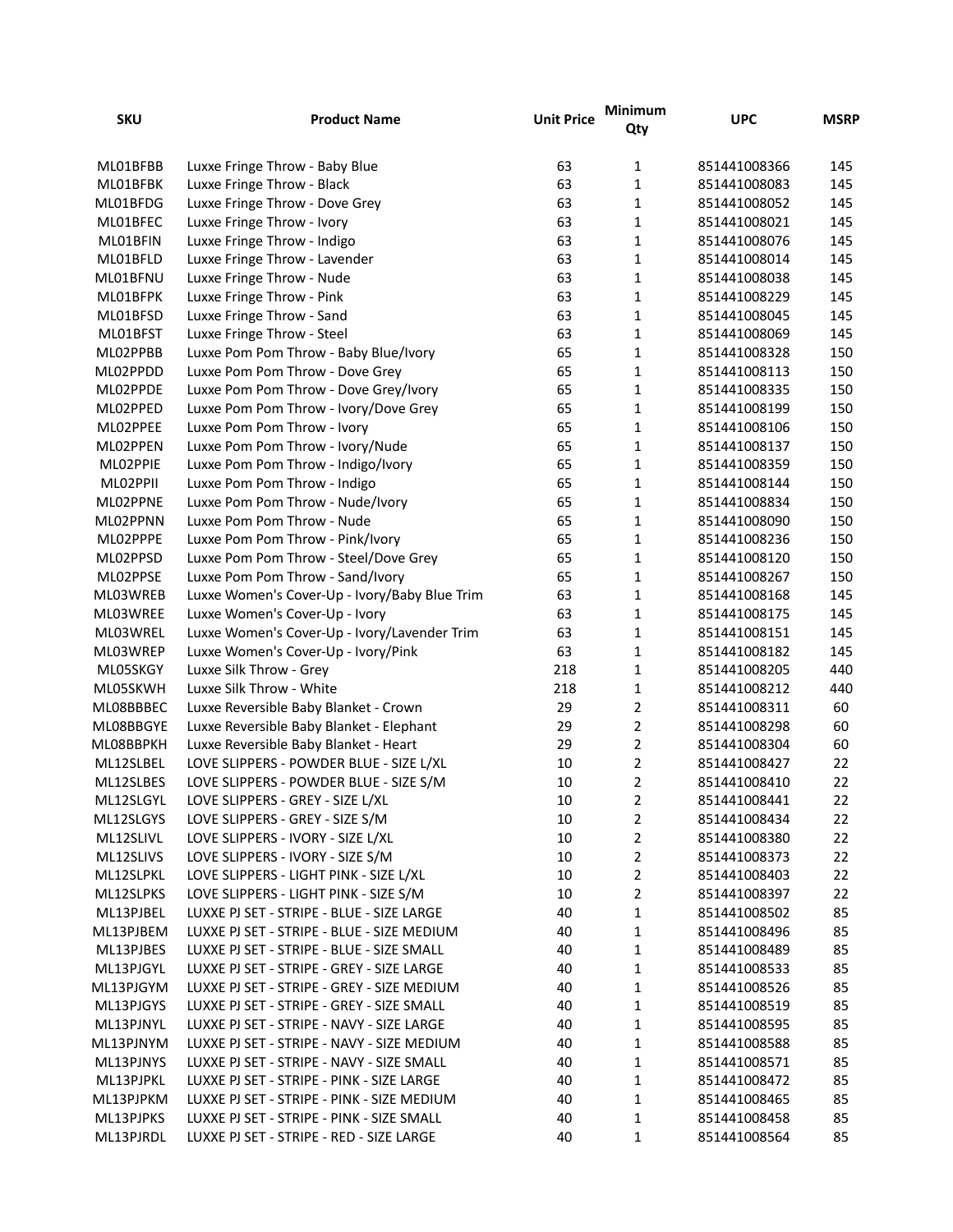| SKU | Product Name | Unit Price | Minimum Qty | UPC | MSRP |
|---|---|---|---|---|---|
| ML01BFBB | Luxxe Fringe Throw - Baby Blue | 63 | 1 | 851441008366 | 145 |
| ML01BFBK | Luxxe Fringe Throw - Black | 63 | 1 | 851441008083 | 145 |
| ML01BFDG | Luxxe Fringe Throw - Dove Grey | 63 | 1 | 851441008052 | 145 |
| ML01BFEC | Luxxe Fringe Throw - Ivory | 63 | 1 | 851441008021 | 145 |
| ML01BFIN | Luxxe Fringe Throw - Indigo | 63 | 1 | 851441008076 | 145 |
| ML01BFLD | Luxxe Fringe Throw - Lavender | 63 | 1 | 851441008014 | 145 |
| ML01BFNU | Luxxe Fringe Throw - Nude | 63 | 1 | 851441008038 | 145 |
| ML01BFPK | Luxxe Fringe Throw - Pink | 63 | 1 | 851441008229 | 145 |
| ML01BFSD | Luxxe Fringe Throw - Sand | 63 | 1 | 851441008045 | 145 |
| ML01BFST | Luxxe Fringe Throw - Steel | 63 | 1 | 851441008069 | 145 |
| ML02PPBB | Luxxe Pom Pom Throw - Baby Blue/Ivory | 65 | 1 | 851441008328 | 150 |
| ML02PPDD | Luxxe Pom Pom Throw - Dove Grey | 65 | 1 | 851441008113 | 150 |
| ML02PPDE | Luxxe Pom Pom Throw - Dove Grey/Ivory | 65 | 1 | 851441008335 | 150 |
| ML02PPED | Luxxe Pom Pom Throw - Ivory/Dove Grey | 65 | 1 | 851441008199 | 150 |
| ML02PPEE | Luxxe Pom Pom Throw - Ivory | 65 | 1 | 851441008106 | 150 |
| ML02PPEN | Luxxe Pom Pom Throw - Ivory/Nude | 65 | 1 | 851441008137 | 150 |
| ML02PPIE | Luxxe Pom Pom Throw - Indigo/Ivory | 65 | 1 | 851441008359 | 150 |
| ML02PPII | Luxxe Pom Pom Throw - Indigo | 65 | 1 | 851441008144 | 150 |
| ML02PPNE | Luxxe Pom Pom Throw - Nude/Ivory | 65 | 1 | 851441008834 | 150 |
| ML02PPNN | Luxxe Pom Pom Throw - Nude | 65 | 1 | 851441008090 | 150 |
| ML02PPPE | Luxxe Pom Pom Throw - Pink/Ivory | 65 | 1 | 851441008236 | 150 |
| ML02PPSD | Luxxe Pom Pom Throw - Steel/Dove Grey | 65 | 1 | 851441008120 | 150 |
| ML02PPSE | Luxxe Pom Pom Throw - Sand/Ivory | 65 | 1 | 851441008267 | 150 |
| ML03WREB | Luxxe Women's Cover-Up - Ivory/Baby Blue Trim | 63 | 1 | 851441008168 | 145 |
| ML03WREE | Luxxe Women's Cover-Up - Ivory | 63 | 1 | 851441008175 | 145 |
| ML03WREL | Luxxe Women's Cover-Up - Ivory/Lavender Trim | 63 | 1 | 851441008151 | 145 |
| ML03WREP | Luxxe Women's Cover-Up - Ivory/Pink | 63 | 1 | 851441008182 | 145 |
| ML05SKGY | Luxxe Silk Throw - Grey | 218 | 1 | 851441008205 | 440 |
| ML05SKWH | Luxxe Silk Throw - White | 218 | 1 | 851441008212 | 440 |
| ML08BBBEC | Luxxe Reversible Baby Blanket - Crown | 29 | 2 | 851441008311 | 60 |
| ML08BBGYE | Luxxe Reversible Baby Blanket - Elephant | 29 | 2 | 851441008298 | 60 |
| ML08BBPKH | Luxxe Reversible Baby Blanket - Heart | 29 | 2 | 851441008304 | 60 |
| ML12SLBEL | LOVE SLIPPERS - POWDER BLUE - SIZE L/XL | 10 | 2 | 851441008427 | 22 |
| ML12SLBES | LOVE SLIPPERS - POWDER BLUE - SIZE S/M | 10 | 2 | 851441008410 | 22 |
| ML12SLGYL | LOVE SLIPPERS - GREY - SIZE L/XL | 10 | 2 | 851441008441 | 22 |
| ML12SLGYS | LOVE SLIPPERS - GREY - SIZE S/M | 10 | 2 | 851441008434 | 22 |
| ML12SLIVL | LOVE SLIPPERS - IVORY - SIZE L/XL | 10 | 2 | 851441008380 | 22 |
| ML12SLIVS | LOVE SLIPPERS - IVORY - SIZE S/M | 10 | 2 | 851441008373 | 22 |
| ML12SLPKL | LOVE SLIPPERS - LIGHT PINK - SIZE L/XL | 10 | 2 | 851441008403 | 22 |
| ML12SLPKS | LOVE SLIPPERS - LIGHT PINK - SIZE S/M | 10 | 2 | 851441008397 | 22 |
| ML13PJBEL | LUXXE PJ SET - STRIPE - BLUE - SIZE LARGE | 40 | 1 | 851441008502 | 85 |
| ML13PJBEM | LUXXE PJ SET - STRIPE - BLUE - SIZE MEDIUM | 40 | 1 | 851441008496 | 85 |
| ML13PJBES | LUXXE PJ SET - STRIPE - BLUE - SIZE SMALL | 40 | 1 | 851441008489 | 85 |
| ML13PJGYL | LUXXE PJ SET - STRIPE - GREY - SIZE LARGE | 40 | 1 | 851441008533 | 85 |
| ML13PJGYM | LUXXE PJ SET - STRIPE - GREY - SIZE MEDIUM | 40 | 1 | 851441008526 | 85 |
| ML13PJGYS | LUXXE PJ SET - STRIPE - GREY - SIZE SMALL | 40 | 1 | 851441008519 | 85 |
| ML13PJNYL | LUXXE PJ SET - STRIPE - NAVY - SIZE LARGE | 40 | 1 | 851441008595 | 85 |
| ML13PJNYM | LUXXE PJ SET - STRIPE - NAVY - SIZE MEDIUM | 40 | 1 | 851441008588 | 85 |
| ML13PJNYS | LUXXE PJ SET - STRIPE - NAVY - SIZE SMALL | 40 | 1 | 851441008571 | 85 |
| ML13PJPKL | LUXXE PJ SET - STRIPE - PINK - SIZE LARGE | 40 | 1 | 851441008472 | 85 |
| ML13PJPKM | LUXXE PJ SET - STRIPE - PINK - SIZE MEDIUM | 40 | 1 | 851441008465 | 85 |
| ML13PJPKS | LUXXE PJ SET - STRIPE - PINK - SIZE SMALL | 40 | 1 | 851441008458 | 85 |
| ML13PJRDL | LUXXE PJ SET - STRIPE - RED - SIZE LARGE | 40 | 1 | 851441008564 | 85 |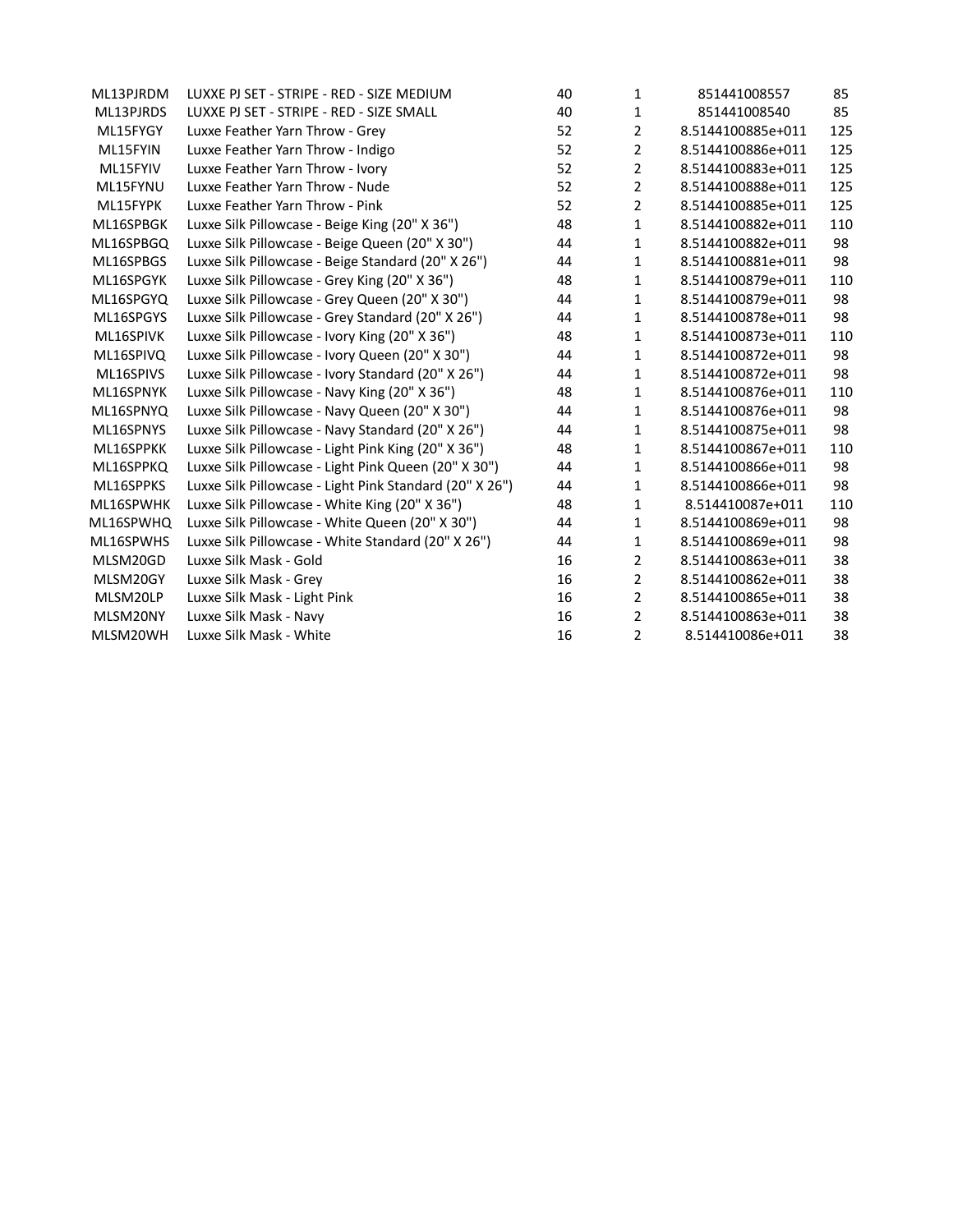| | | | | | |
|---|---|---|---|---|---|
| ML13PJRDM | LUXXE PJ SET - STRIPE - RED - SIZE MEDIUM | 40 | 1 | 851441008557 | 85 |
| ML13PJRDS | LUXXE PJ SET - STRIPE - RED - SIZE SMALL | 40 | 1 | 851441008540 | 85 |
| ML15FYGY | Luxxe Feather Yarn Throw - Grey | 52 | 2 | 8.5144100885e+011 | 125 |
| ML15FYIN | Luxxe Feather Yarn Throw - Indigo | 52 | 2 | 8.5144100886e+011 | 125 |
| ML15FYIV | Luxxe Feather Yarn Throw - Ivory | 52 | 2 | 8.5144100883e+011 | 125 |
| ML15FYNU | Luxxe Feather Yarn Throw - Nude | 52 | 2 | 8.5144100888e+011 | 125 |
| ML15FYPK | Luxxe Feather Yarn Throw - Pink | 52 | 2 | 8.5144100885e+011 | 125 |
| ML16SPBGK | Luxxe Silk Pillowcase - Beige King (20" X 36") | 48 | 1 | 8.5144100882e+011 | 110 |
| ML16SPBGQ | Luxxe Silk Pillowcase - Beige Queen (20" X 30") | 44 | 1 | 8.5144100882e+011 | 98 |
| ML16SPBGS | Luxxe Silk Pillowcase - Beige Standard (20" X 26") | 44 | 1 | 8.5144100881e+011 | 98 |
| ML16SPGYK | Luxxe Silk Pillowcase - Grey King (20" X 36") | 48 | 1 | 8.5144100879e+011 | 110 |
| ML16SPGYQ | Luxxe Silk Pillowcase - Grey Queen (20" X 30") | 44 | 1 | 8.5144100879e+011 | 98 |
| ML16SPGYS | Luxxe Silk Pillowcase - Grey Standard (20" X 26") | 44 | 1 | 8.5144100878e+011 | 98 |
| ML16SPIVK | Luxxe Silk Pillowcase - Ivory King (20" X 36") | 48 | 1 | 8.5144100873e+011 | 110 |
| ML16SPIVQ | Luxxe Silk Pillowcase - Ivory Queen (20" X 30") | 44 | 1 | 8.5144100872e+011 | 98 |
| ML16SPIVS | Luxxe Silk Pillowcase - Ivory Standard (20" X 26") | 44 | 1 | 8.5144100872e+011 | 98 |
| ML16SPNYK | Luxxe Silk Pillowcase - Navy King (20" X 36") | 48 | 1 | 8.5144100876e+011 | 110 |
| ML16SPNYQ | Luxxe Silk Pillowcase - Navy Queen (20" X 30") | 44 | 1 | 8.5144100876e+011 | 98 |
| ML16SPNYS | Luxxe Silk Pillowcase - Navy Standard (20" X 26") | 44 | 1 | 8.5144100875e+011 | 98 |
| ML16SPPKK | Luxxe Silk Pillowcase - Light Pink King (20" X 36") | 48 | 1 | 8.5144100867e+011 | 110 |
| ML16SPPKQ | Luxxe Silk Pillowcase - Light Pink Queen (20" X 30") | 44 | 1 | 8.5144100866e+011 | 98 |
| ML16SPPKS | Luxxe Silk Pillowcase - Light Pink Standard (20" X 26") | 44 | 1 | 8.5144100866e+011 | 98 |
| ML16SPWHK | Luxxe Silk Pillowcase - White King (20" X 36") | 48 | 1 | 8.514410087e+011 | 110 |
| ML16SPWHQ | Luxxe Silk Pillowcase - White Queen (20" X 30") | 44 | 1 | 8.5144100869e+011 | 98 |
| ML16SPWHS | Luxxe Silk Pillowcase - White Standard (20" X 26") | 44 | 1 | 8.5144100869e+011 | 98 |
| MLSM20GD | Luxxe Silk Mask - Gold | 16 | 2 | 8.5144100863e+011 | 38 |
| MLSM20GY | Luxxe Silk Mask - Grey | 16 | 2 | 8.5144100862e+011 | 38 |
| MLSM20LP | Luxxe Silk Mask - Light Pink | 16 | 2 | 8.5144100865e+011 | 38 |
| MLSM20NY | Luxxe Silk Mask - Navy | 16 | 2 | 8.5144100863e+011 | 38 |
| MLSM20WH | Luxxe Silk Mask - White | 16 | 2 | 8.514410086e+011 | 38 |